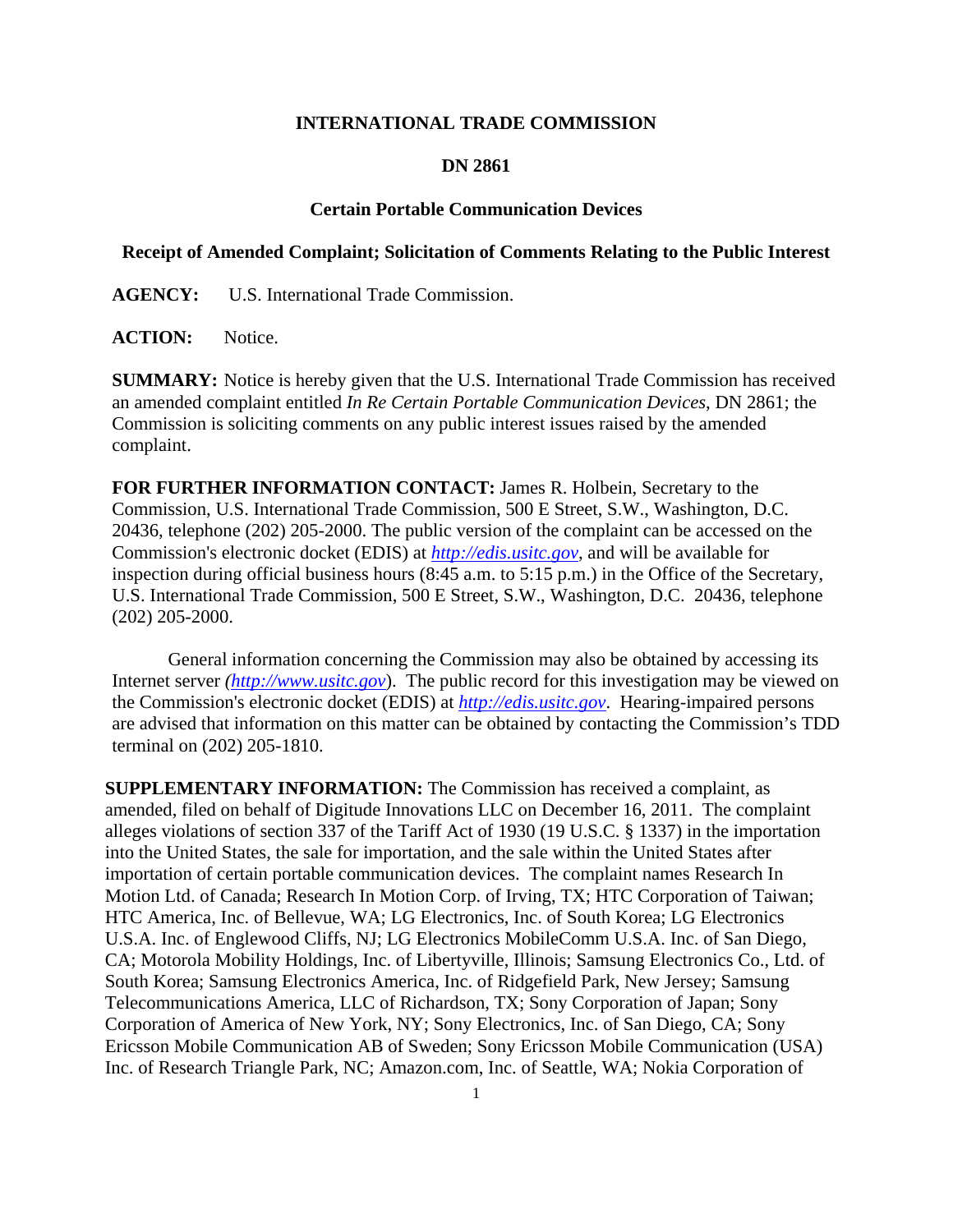**INTERNATIONAL TRADE COMMISSION**

**DN 2861**

**Certain Portable Communication Devices**

**Receipt of Amended Complaint; Solicitation of Comments Relating to the Public Interest**

**AGENCY:** U.S. International Trade Commission.

**ACTION:** Notice.

**SUMMARY:** Notice is hereby given that the U.S. International Trade Commission has received an amended complaint entitled *In Re Certain Portable Communication Devices*, DN 2861; the Commission is soliciting comments on any public interest issues raised by the amended complaint.

**FOR FURTHER INFORMATION CONTACT:** James R. Holbein, Secretary to the Commission, U.S. International Trade Commission, 500 E Street, S.W., Washington, D.C. 20436, telephone (202) 205-2000. The public version of the complaint can be accessed on the Commission's electronic docket (EDIS) at *http://edis.usitc.gov*, and will be available for inspection during official business hours (8:45 a.m. to 5:15 p.m.) in the Office of the Secretary, U.S. International Trade Commission, 500 E Street, S.W., Washington, D.C. 20436, telephone (202) 205-2000.

General information concerning the Commission may also be obtained by accessing its Internet server *(http://www.usitc.gov)*. The public record for this investigation may be viewed on the Commission's electronic docket (EDIS) at *http://edis.usitc.gov*. Hearing-impaired persons are advised that information on this matter can be obtained by contacting the Commission's TDD terminal on (202) 205-1810.

**SUPPLEMENTARY INFORMATION:** The Commission has received a complaint, as amended, filed on behalf of Digitude Innovations LLC on December 16, 2011. The complaint alleges violations of section 337 of the Tariff Act of 1930 (19 U.S.C. § 1337) in the importation into the United States, the sale for importation, and the sale within the United States after importation of certain portable communication devices. The complaint names Research In Motion Ltd. of Canada; Research In Motion Corp. of Irving, TX; HTC Corporation of Taiwan; HTC America, Inc. of Bellevue, WA; LG Electronics, Inc. of South Korea; LG Electronics U.S.A. Inc. of Englewood Cliffs, NJ; LG Electronics MobileComm U.S.A. Inc. of San Diego, CA; Motorola Mobility Holdings, Inc. of Libertyville, Illinois; Samsung Electronics Co., Ltd. of South Korea; Samsung Electronics America, Inc. of Ridgefield Park, New Jersey; Samsung Telecommunications America, LLC of Richardson, TX; Sony Corporation of Japan; Sony Corporation of America of New York, NY; Sony Electronics, Inc. of San Diego, CA; Sony Ericsson Mobile Communication AB of Sweden; Sony Ericsson Mobile Communication (USA) Inc. of Research Triangle Park, NC; Amazon.com, Inc. of Seattle, WA; Nokia Corporation of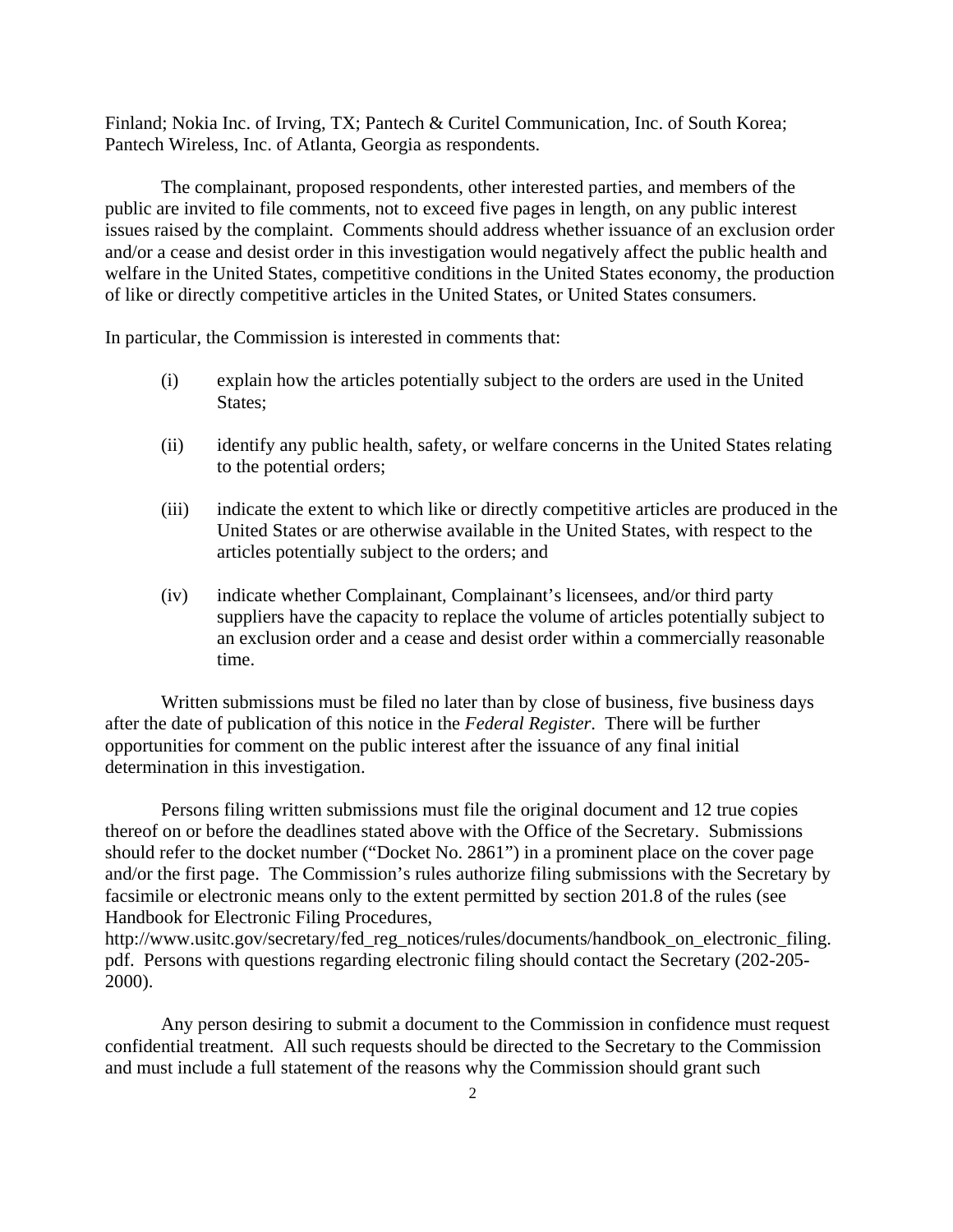Finland; Nokia Inc. of Irving, TX; Pantech & Curitel Communication, Inc. of South Korea; Pantech Wireless, Inc. of Atlanta, Georgia as respondents.

The complainant, proposed respondents, other interested parties, and members of the public are invited to file comments, not to exceed five pages in length, on any public interest issues raised by the complaint. Comments should address whether issuance of an exclusion order and/or a cease and desist order in this investigation would negatively affect the public health and welfare in the United States, competitive conditions in the United States economy, the production of like or directly competitive articles in the United States, or United States consumers.

In particular, the Commission is interested in comments that:

(i) explain how the articles potentially subject to the orders are used in the United States;

(ii) identify any public health, safety, or welfare concerns in the United States relating to the potential orders;

(iii) indicate the extent to which like or directly competitive articles are produced in the United States or are otherwise available in the United States, with respect to the articles potentially subject to the orders; and

(iv) indicate whether Complainant, Complainant's licensees, and/or third party suppliers have the capacity to replace the volume of articles potentially subject to an exclusion order and a cease and desist order within a commercially reasonable time.

Written submissions must be filed no later than by close of business, five business days after the date of publication of this notice in the *Federal Register*. There will be further opportunities for comment on the public interest after the issuance of any final initial determination in this investigation.

Persons filing written submissions must file the original document and 12 true copies thereof on or before the deadlines stated above with the Office of the Secretary. Submissions should refer to the docket number ("Docket No. 2861") in a prominent place on the cover page and/or the first page. The Commission's rules authorize filing submissions with the Secretary by facsimile or electronic means only to the extent permitted by section 201.8 of the rules (see Handbook for Electronic Filing Procedures, http://www.usitc.gov/secretary/fed_reg_notices/rules/documents/handbook_on_electronic_filing.pdf. Persons with questions regarding electronic filing should contact the Secretary (202-205-2000).

Any person desiring to submit a document to the Commission in confidence must request confidential treatment. All such requests should be directed to the Secretary to the Commission and must include a full statement of the reasons why the Commission should grant such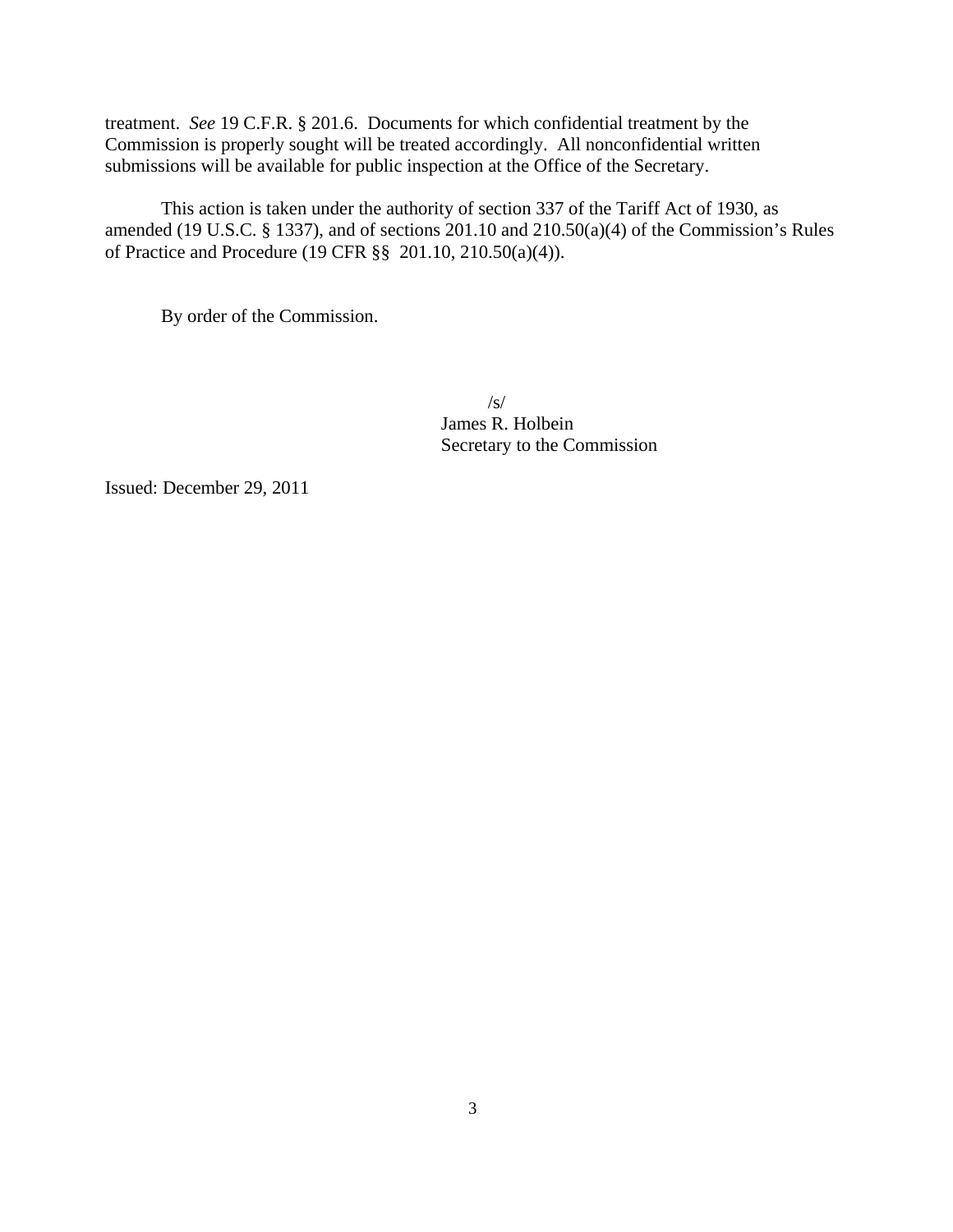treatment. *See* 19 C.F.R. § 201.6. Documents for which confidential treatment by the Commission is properly sought will be treated accordingly. All nonconfidential written submissions will be available for public inspection at the Office of the Secretary.

This action is taken under the authority of section 337 of the Tariff Act of 1930, as amended (19 U.S.C. § 1337), and of sections 201.10 and 210.50(a)(4) of the Commission's Rules of Practice and Procedure (19 CFR §§ 201.10, 210.50(a)(4)).

By order of the Commission.

/s/
James R. Holbein
Secretary to the Commission

Issued: December 29, 2011